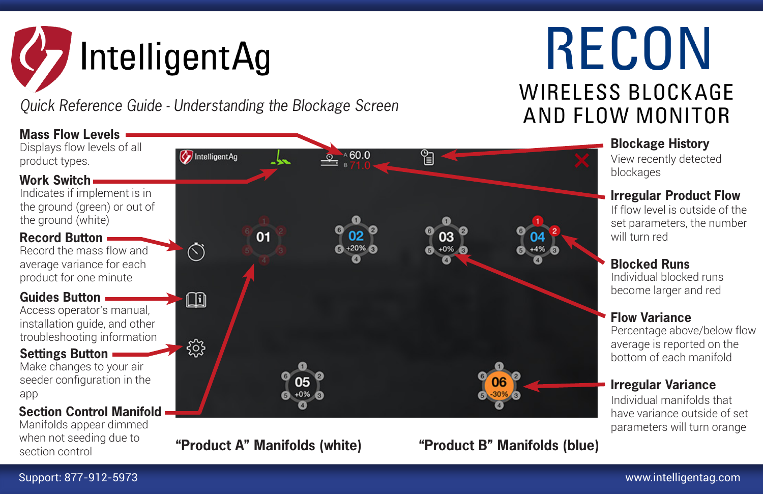# IntelligentAg

# RECON

## WIRELESS BLOCKAGE AND FLOW MONITOR

*Quick Reference Guide - Understanding the Blockage Screen*

**Mass Flow Levels**
Displays flow levels of all product types.

**Work Switch**
Indicates if implement is in the ground (green) or out of the ground (white)

**Record Button**
Record the mass flow and average variance for each product for one minute

**Guides Button**
Access operator's manual, installation guide, and other troubleshooting information

**Settings Button**
Make changes to your air seeder configuration in the app

**Section Control Manifold**
Manifolds appear dimmed when not seeding due to section control

**Blockage History**
View recently detected blockages

**Irregular Product Flow**
If flow level is outside of the set parameters, the number will turn red

**Blocked Runs**
Individual blocked runs become larger and red

**Flow Variance**
Percentage above/below flow average is reported on the bottom of each manifold

**Irregular Variance**
Individual manifolds that have variance outside of set parameters will turn orange

**"Product A" Manifolds (white)**

**"Product B" Manifolds (blue)**

Support: 877-912-5973

www.intelligentag.com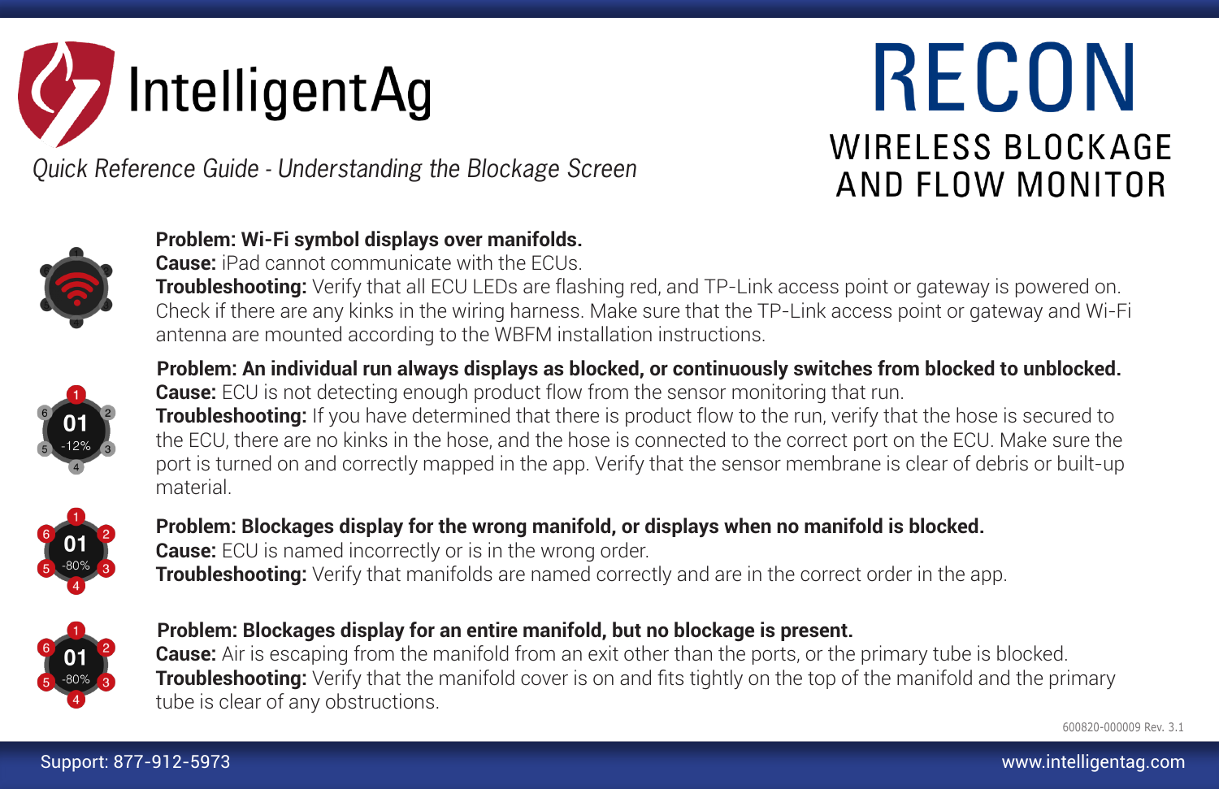# IntelligentAg

*Quick Reference Guide - Understanding the Blockage Screen*

# RECON

## WIRELESS BLOCKAGE AND FLOW MONITOR

**Problem: Wi-Fi symbol displays over manifolds.**
**Cause:** iPad cannot communicate with the ECUs.
**Troubleshooting:** Verify that all ECU LEDs are flashing red, and TP-Link access point or gateway is powered on. Check if there are any kinks in the wiring harness. Make sure that the TP-Link access point or gateway and Wi-Fi antenna are mounted according to the WBFM installation instructions.

**Problem: An individual run always displays as blocked, or continuously switches from blocked to unblocked.**
**Cause:** ECU is not detecting enough product flow from the sensor monitoring that run.
**Troubleshooting:** If you have determined that there is product flow to the run, verify that the hose is secured to the ECU, there are no kinks in the hose, and the hose is connected to the correct port on the ECU. Make sure the port is turned on and correctly mapped in the app. Verify that the sensor membrane is clear of debris or built-up material.

**Problem: Blockages display for the wrong manifold, or displays when no manifold is blocked.**
**Cause:** ECU is named incorrectly or is in the wrong order.
**Troubleshooting:** Verify that manifolds are named correctly and are in the correct order in the app.

**Problem: Blockages display for an entire manifold, but no blockage is present.**
**Cause:** Air is escaping from the manifold from an exit other than the ports, or the primary tube is blocked.
**Troubleshooting:** Verify that the manifold cover is on and fits tightly on the top of the manifold and the primary tube is clear of any obstructions.

600820-000009 Rev. 3.1

Support: 877-912-5973

www.intelligentag.com